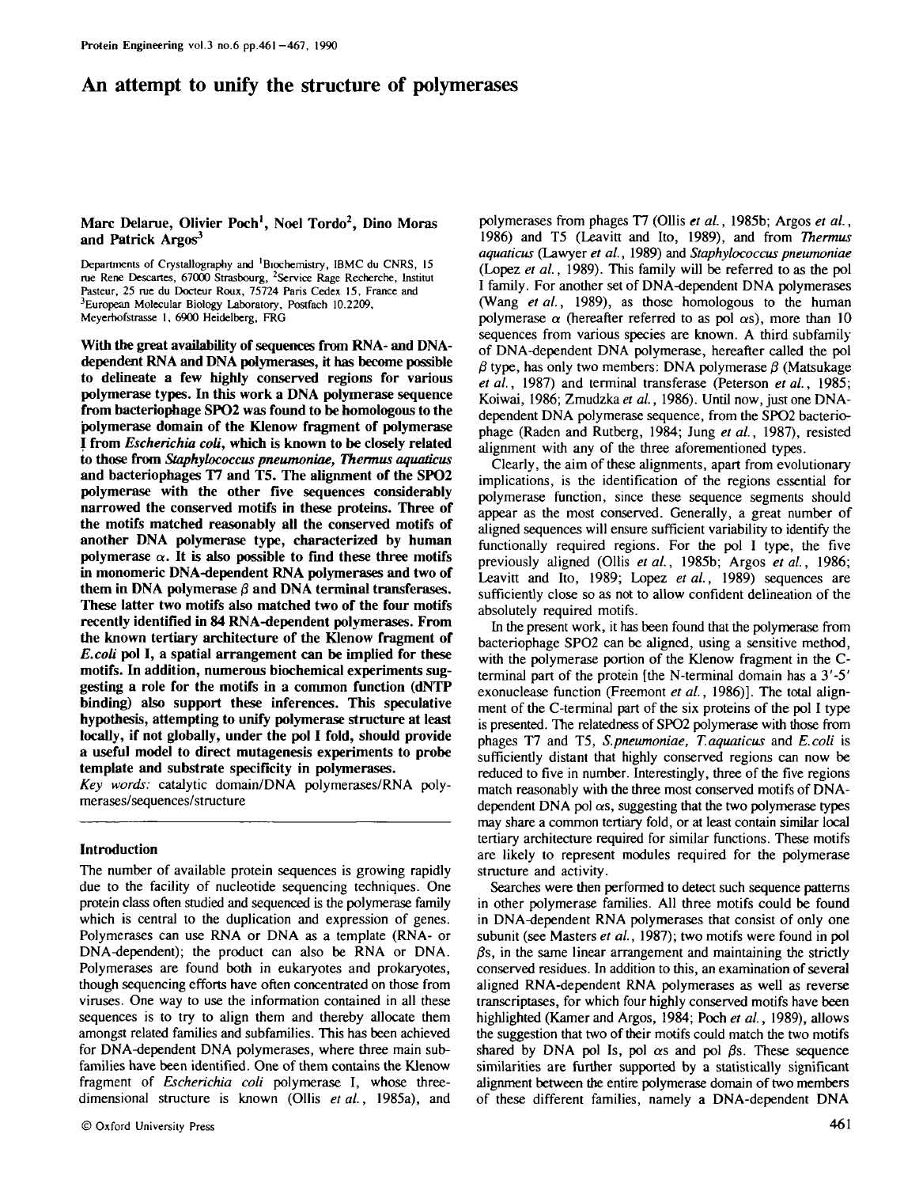# An attempt to unify the structure of polymerases

**Marc Delarue, Olivier Poch[1], Noel Tordo[2], Dino Moras and Patrick Argos[3]**

Departments of Crystallography and [1]Biochemistry, IBMC du CNRS, 15 rue Rene Descartes, 67000 Strasbourg, [2]Service Rage Recherche, Institut Pasteur, 25 rue du Docteur Roux, 75724 Paris Cedex 15, France and [3]European Molecular Biology Laboratory, Postfach 10.2209, Meyerhofstrasse 1, 6900 Heidelberg, FRG

**With the great availability of sequences from RNA- and DNA-dependent RNA and DNA polymerases, it has become possible to delineate a few highly conserved regions for various polymerase types. In this work a DNA polymerase sequence from bacteriophage SPO2 was found to be homologous to the polymerase domain of the Klenow fragment of polymerase I from *Escherichia coli*, which is known to be closely related to those from *Staphylococcus pneumoniae, Thermus aquaticus* and bacteriophages T7 and T5. The alignment of the SPO2 polymerase with the other five sequences considerably narrowed the conserved motifs in these proteins. Three of the motifs matched reasonably all the conserved motifs of another DNA polymerase type, characterized by human polymerase α. It is also possible to find these three motifs in monomeric DNA-dependent RNA polymerases and two of them in DNA polymerase β and DNA terminal transferases. These latter two motifs also matched two of the four motifs recently identified in 84 RNA-dependent polymerases. From the known tertiary architecture of the Klenow fragment of *E.coli* pol I, a spatial arrangement can be implied for these motifs. In addition, numerous biochemical experiments suggesting a role for the motifs in a common function (dNTP binding) also support these inferences. This speculative hypothesis, attempting to unify polymerase structure at least locally, if not globally, under the pol I fold, should provide a useful model to direct mutagenesis experiments to probe template and substrate specificity in polymerases.**

*Key words:* catalytic domain/DNA polymerases/RNA polymerases/sequences/structure

## Introduction

The number of available protein sequences is growing rapidly due to the facility of nucleotide sequencing techniques. One protein class often studied and sequenced is the polymerase family which is central to the duplication and expression of genes. Polymerases can use RNA or DNA as a template (RNA- or DNA-dependent); the product can also be RNA or DNA. Polymerases are found both in eukaryotes and prokaryotes, though sequencing efforts have often concentrated on those from viruses. One way to use the information contained in all these sequences is to try to align them and thereby allocate them amongst related families and subfamilies. This has been achieved for DNA-dependent DNA polymerases, where three main subfamilies have been identified. One of them contains the Klenow fragment of *Escherichia coli* polymerase I, whose three-dimensional structure is known (Ollis *et al.*, 1985a), and polymerases from phages T7 (Ollis *et al.*, 1985b; Argos *et al.*, 1986) and T5 (Leavitt and Ito, 1989), and from *Thermus aquaticus* (Lawyer *et al.*, 1989) and *Staphylococcus pneumoniae* (Lopez *et al.*, 1989). This family will be referred to as the pol I family. For another set of DNA-dependent DNA polymerases (Wang *et al.*, 1989), as those homologous to the human polymerase α (hereafter referred to as pol αs), more than 10 sequences from various species are known. A third subfamily of DNA-dependent DNA polymerase, hereafter called the pol β type, has only two members: DNA polymerase β (Matsukage *et al.*, 1987) and terminal transferase (Peterson *et al.*, 1985; Koiwai, 1986; Zmudzka *et al.*, 1986). Until now, just one DNA-dependent DNA polymerase sequence, from the SPO2 bacteriophage (Raden and Rutberg, 1984; Jung *et al.*, 1987), resisted alignment with any of the three aforementioned types.

Clearly, the aim of these alignments, apart from evolutionary implications, is the identification of the regions essential for polymerase function, since these sequence segments should appear as the most conserved. Generally, a great number of aligned sequences will ensure sufficient variability to identify the functionally required regions. For the pol I type, the five previously aligned (Ollis *et al.*, 1985b; Argos *et al.*, 1986; Leavitt and Ito, 1989; Lopez *et al.*, 1989) sequences are sufficiently close so as not to allow confident delineation of the absolutely required motifs.

In the present work, it has been found that the polymerase from bacteriophage SPO2 can be aligned, using a sensitive method, with the polymerase portion of the Klenow fragment in the C-terminal part of the protein [the N-terminal domain has a 3′-5′ exonuclease function (Freemont *et al.*, 1986)]. The total alignment of the C-terminal part of the six proteins of the pol I type is presented. The relatedness of SPO2 polymerase with those from phages T7 and T5, *S.pneumoniae, T.aquaticus* and *E.coli* is sufficiently distant that highly conserved regions can now be reduced to five in number. Interestingly, three of the five regions match reasonably with the three most conserved motifs of DNA-dependent DNA pol αs, suggesting that the two polymerase types may share a common tertiary fold, or at least contain similar local tertiary architecture required for similar functions. These motifs are likely to represent modules required for the polymerase structure and activity.

Searches were then performed to detect such sequence patterns in other polymerase families. All three motifs could be found in DNA-dependent RNA polymerases that consist of only one subunit (see Masters *et al.*, 1987); two motifs were found in pol βs, in the same linear arrangement and maintaining the strictly conserved residues. In addition to this, an examination of several aligned RNA-dependent RNA polymerases as well as reverse transcriptases, for which four highly conserved motifs have been highlighted (Kamer and Argos, 1984; Poch *et al.*, 1989), allows the suggestion that two of their motifs could match the two motifs shared by DNA pol Is, pol αs and pol βs. These sequence similarities are further supported by a statistically significant alignment between the entire polymerase domain of two members of these different families, namely a DNA-dependent DNA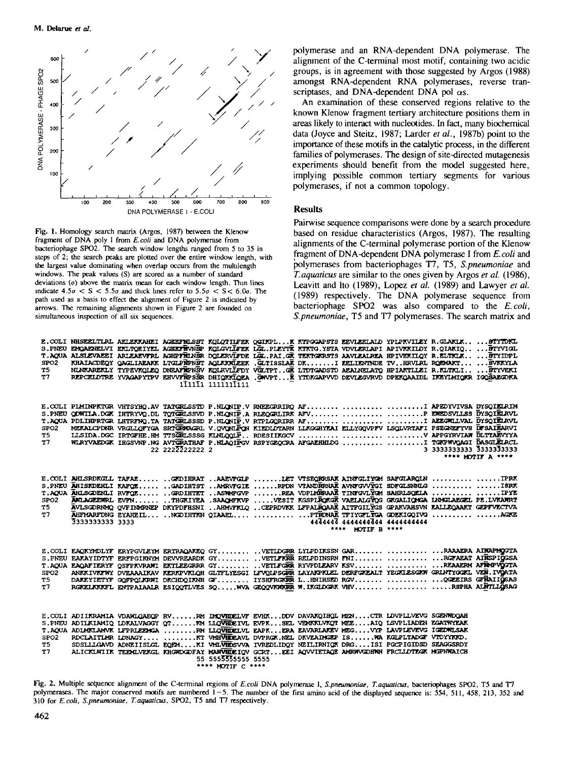Fig. 1. Homology search matrix (Argos, 1987) between the Klenow fragment of DNA pol I from *E.coli* and DNA polymerase from bacteriophage SPO2. The search window lengths ranged from 5 to 35 in steps of 2; the search peaks are plotted over the entire window length, with the largest value dominating when overlap occurs from the multilength windows. The peak values (S) are scored as a number of standard deviations ($\sigma$) above the matrix mean for each window length. Thin lines indicate $4.5\sigma < S < 5.5\sigma$ and thick lines refer to $5.5\sigma < S < 6.0\sigma$. The path used as a basis to effect the alignment of Figure 2 is indicated by arrows. The remaining alignments shown in Figure 2 are founded on simultaneous inspection of all six sequences.

polymerase and an RNA-dependent DNA polymerase. The alignment of the C-terminal most motif, containing two acidic groups, is in agreement with those suggested by Argos (1988) amongst RNA-dependent RNA polymerases, reverse transcriptases, and DNA-dependent DNA pol $\alpha$s.

An examination of these conserved regions relative to the known Klenow fragment tertiary architecture positions them in areas likely to interact with nucleotides. In fact, many biochemical data (Joyce and Steitz, 1987; Larder *et al.*, 1987b) point to the importance of these motifs in the catalytic process, in the different families of polymerases. The design of site-directed mutagenesis experiments should benefit from the model suggested here, implying possible common tertiary segments for various polymerases, if not a common topology.

## Results

Pairwise sequence comparisons were done by a search procedure based on residue characteristics (Argos, 1987). The resulting alignments of the C-terminal polymerase portion of the Klenow fragment of DNA-dependent DNA polymerase I from *E.coli* and polymerases from bacteriophages T7, T5, *S.pneumoniae* and *T.aquatics* are similar to the ones given by Argos *et al.* (1986), Leavitt and Ito (1989), Lopez *et al.* (1989) and Lawyer *et al.* (1989) respectively. The DNA polymerase sequence from bacteriophage SPO2 was also compared to the *E.coli*, *S.pneumoniae*, T5 and T7 polymerases. The search matrix and

```
E.COLI NHSEELTLRL AELEKKAHEI AGEEFNLSST KQLQTILFEK QGIKPL...K KTPGGAPSTS EEVLEELALD YPLPKVILEY R.GLAKLK.. ...STYTDKL
S.PNEU EMQAENELVI EKLTQEIYEL AGEEFNVNSP KQLGVLLFEK LGL.PLEYTK KTKTG.YSTA VDVLERLAPI APIVKKILDY R.QIAKIQ.. ...STYVIGL
T.AQUA ALSLEVAEEI ARLEAEVFRL AGHPFNLNSR DQLERVLFDE LGL.PAI.GK TEKTGKRSTS AAVLEALREA HPIVEKILQY R.ELTKLK.. ...STYIDPL
SPO2   KHAIACDEQY QAGLIAEAKK LTGLPNPNST AQLKKWLEEK .GLTISSLAK DK.......I EELIENTNDE TV..HRVLRL RQEMAKT... ...SVKKYLA
T5     NLNKAREKLY TYPEVKQLEQ DNEAFNPNSV KQLRVLIFDY VGLTPT..GK LTDTGADSTD AEALNELATQ HPIAKTLLEI R.KLTKLI.. ...STYVEKI
T7     REPCELDTRE YVAGAPYTPV EHVVFNPSSR DHIQKKLQEA .GWVPT...K YTDKGAPVVD DEVLEGVRVD DPEKQAAIDL IKEYLMIQKR IGQSAEGDKA
                                 111111 1111111111

E.COLI PLMINPKTGR VHTSYHQ.AV TATGRLSSTD P.NLQNIP.V RNEEGRRIRQ AF........ .......... .........I APEDYVIVSA DYSQIELRIM
S.PNEU QDWILA.DGK IHTRYVQ.DL TQTGRLSSVD P.NLQNIP.A RLEQGRLIRK AFV....... .......... .........P EWEDSVLLSS DYSQIELRVL
T.AQUA PDLIHPRTGR LHTRFNQ.TA TATGRLSSSD P.NLQNIP.V RTPLGQRIRR AF........ .......... .........I AEEGWLLVAL DYSQIELRVL
SPO2   MEKALCPDNR VRGLLQFYGA SRTGRWAGRL V.QVQNLPQN KIEDLDTARN LLKGGHYEAI ELLYGQVPFV LSQLVRTAFI PSEGNEFYVS DFSAIEARVI
T5     LLSIDA.DGC IRTGFHE.HM TTSGRLSSSG KLNLQQLP.. RDESIIKGCV .......... .......... .........V APPGYRVIAW DLTTAEVYYA
T7     WLRYVAEDGK IHGSVNP.NG AVTGRATHAF P.NLAQIPGV RSPYGEQCRA AFGAEHHLDG .......... .........I TGKPWVQAGI DASGLELRCL
                            22 2222222222 2                                           3 3333333333 3333333333
                                                                                        **** MOTIF A ****

E.COLI AHLSRDKGLL TAFAE..... ..GKDIHRAT .AAEVFGLP ......LET VTSEQRRSAK AINFGLIYGM SAFGLARQLN .......... ......IPRK
S.PNEU AHISKDEHLI KAFQE..... ..GADIHTST .AMRVFGIE ......RPDN VTANDRRNAK AVNFGVVYGI SDFGLSNNLG .......... ......ISRK
T.AQUA AHLSGDENLI RVFQE..... ..GRDIHTET .ASWMFGVP ......REA VDPLMRRAAK TINFGVLYGM SAHRLSQELA .......... ......IPYE
SPO2   AWLAGEEWRL EVFN...... ..THGKIYEA .SAAQMFKVP .....VESIT KGSPLRQKGK VAELALGYQG GKGALIQMGA LNMGLAEGEL PE.LVKAWRT
T5     AVLSGDRNMQ QVFINMRNEP DKYPDFHSNI ..AHMVFKLQ ..CEPRDVKK LFPALRQAAK AITFGILYGS GPAKVAHSVN EALLEQAAKT GEPFVECTVA
T7     AHFMARFDNG EYAHEIL... ..NGDIHTKN QIAAEL.... .......... ...PTRDNAK TFIYGFLYGA GDEKIGQIVG .......... ......AGKE
       3333333333 3333                                             4444444 4444444444 4444444444
                                                               ****  MOTIF B ****

E.COLI EAQKYMDLYF ERYPGVLEYM ERTRAQAKEQ GY........ ..VETLDGRR LYLPDIKSSN GAR....... .......... ...RAAAERA AINAPMQGTA
S.PNEU EAKAYIDTYF ERFPGIKNYM DEVVREARDK GY........ ..VETLFKRR RELPDINSRN FNI....... .......... ...RGFAEAT AINSPIQGSA
T.AQUA EAQAFIERYF QSFPKVRAWI EKTLEEGRRR GY........ ..VETLFGRR RYVPDLEARV KSV....... .......... ...REAAERM AFNMPVQGTA
SPO2   ANKKIVKFWY DVEAAAIKAV KERKPVKLQH GLTFLYESGI LFVQLPSGRR LAYAKPKLEL DERFGKEALT YEGKLESGKW GRLNTYGGKL VEN.IVQATA
T5     DAKEYIETYF GQFPQLKRWI DKCHDQIKNH GF........ IYSHFGRKRR L..HNIHSED RGV....... .......... ...QGEEIRS GFNAIIQSAS
T7     RGKELKKKFL ENTPAIAALR ESIQQTLVES SQ.....WVA GEQQVKWKRR W.IKGLDGRK VHV....... .......... .....RSPHA ALNTLLQSAG

E.COLI ADIIKRAMIA VDAWLQAEQP RV......RM IMQVHDELVF EVHK...DDV DAVAKQIHQL MEN....CTR LDVPLLVEVG SGENWDQAH
S.PNEU ADILKIAMIQ LDKALVAGGY QT......KM LLQVHDEIVL EVPK...SEL VEMKKLVKQT MEE....AIQ LSVPLIADEN EGATWYEAK
T.AQUA ADLMKLAMVK LFPRLEEMGA ........RM LLQVHDELVL EAPK...ERA EAVARLAKEV MEG....VYP LAVPLEVEVG IGEDWLSAK
SPO2   RDCLAITLMR LDNAGY.... ........KT VMHVHDEAVL DVPRGK.NEL DKVEAIMGEP IS......WA KGLPLTADGF VTDYYKKD.
T5     SDSLLLGAVD ADNEIISLGL EQEM....KI VMLVHDSVVA IVREDLIDQY NEILIRNIQK DRG....ISI PGCPIGIDSD SEAGGSRDY
T7     ALICKLWIIK TEEMLVEKGL KHGWDGDFAY MAWVHDEIQV GCRT...EEI AQVVIETAQE AMRWVGDHWN FRCLLDTEGK MGPNWAICH
                                  55 5555555555 5555
                                  **** MOTIF C ****
```

Fig. 2. Multiple sequence alignment of the C-terminal regions of *E.coli* DNA polymerase I, *S.pneumoniae*, *T.aquaticus*, bacteriophages SPO2, T5 and T7 polymerases. The major conserved motifs are numbered 1–5. The number of the first amino acid of the displayed sequence is: 554, 511, 458, 213, 352 and 310 for *E.coli*, *S.pneumoniae*, *T.aquaticus*, SPO2, T5 and T7 respectively.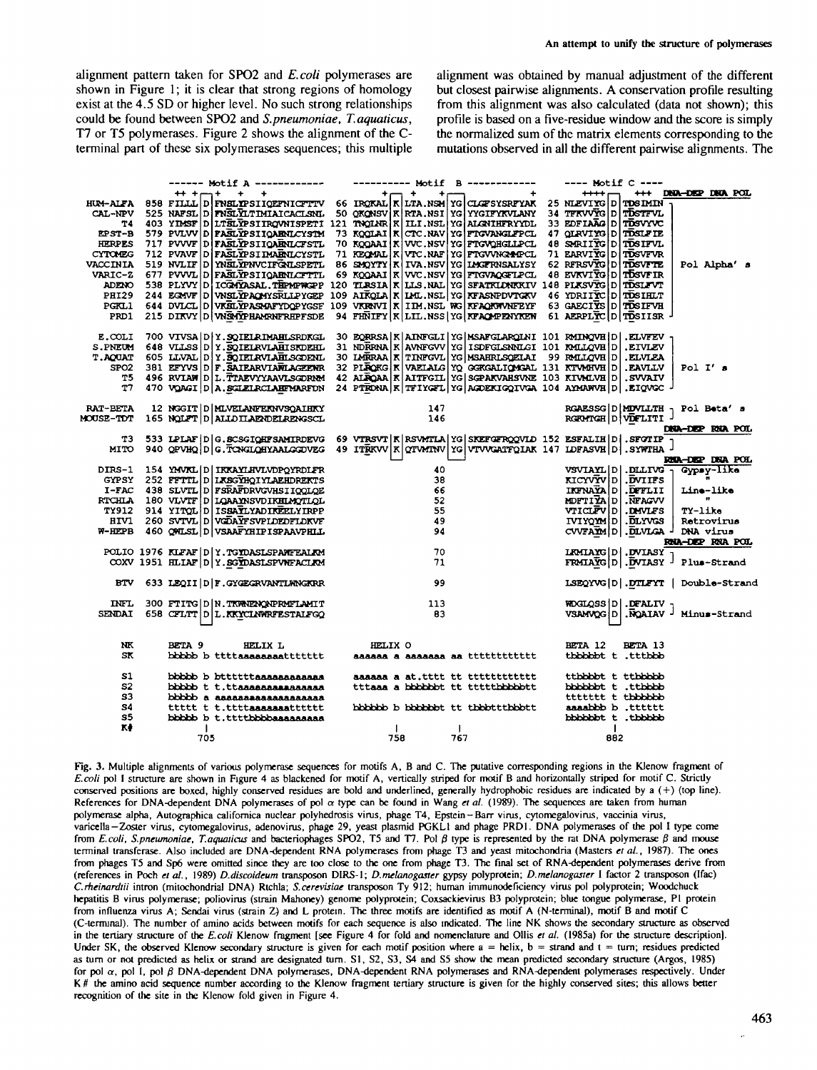alignment pattern taken for SPO2 and *E.coli* polymerases are shown in Figure 1; it is clear that strong regions of homology exist at the 4.5 SD or higher level. No such strong relationships could be found between SPO2 and *S.pneumoniae*, *T.aquaticus*, T7 or T5 polymerases. Figure 2 shows the alignment of the C-terminal part of these six polymerases sequences; this multiple alignment was obtained by manual adjustment of the different but closest pairwise alignments. A conservation profile resulting from this alignment was also calculated (data not shown); this profile is based on a five-residue window and the score is simply the normalized sum of the matrix elements corresponding to the mutations observed in all the different pairwise alignments. The

```
            ------ Motif A ------------          ---------- Motif  B ------------          ---- Motif C ----
               ++ +   +   +    +                      +     +   +           +                 ++++   +++  DNA-DEP DNA POL
HUM-ALFA   858 FILLL|D|FNSLYPSIIQEFNICFTTV    66 IRQKAL|K|LTA.NSM|YG|CLGFSYSRFYAK    25 NLEVIYG|D|TDSIMIN  ┐
CAL-NPV    525 NAFSL|D|FNSLYLTIMIAICACLSNL    50 QKQNSV|K|RTA.NSI|YG|YYGIFYKVLANY    34 TFKVVYG|D|TDSTFVL  │
T4         403 YIMSF|D|LTSLYPSIIRQVNISPETI  121 TNQLNR|K|ILI.NSL|YG|ALGNIHFRYYDL    33 EDFIAAG|D|TDSVYVC  │
EPST-B     579 PVLVV|D|FASLYPSIIQAHNLCYSTM    73 KQQLAI|K|CTC.NAV|YG|FTGVANGLFPCL    47 QLRVIYG|D|TDSLFIE  │
HERPES     717 PVVVF|D|FASLYPSIIQAHNLCFSTL    70 KQQAAI|K|VVC.NSV|YG|FTGVQHGLLPCL    48 SMRIIYG|D|TDSIFVL  │
CYTOMEG    712 PVAVF|D|FASLYPSIIMAHNLCYSTL    71 KEQMAL|K|VTC.NAF|YG|FTGVVNGMMPCL    71 EARVIYG|D|TDSVFVR  │
VACCINIA   519 NVLIF|D|YNSLYPNVCIFGNLSPETL    86 SMQYTY|K|IVA.NSV|YG|LMGFRNSALYSY    62 RFRSVYG|D|TDSVFTE  │ Pol Alpha' s
VARIC-Z    677 PVVVL|D|FASLYPSIIQAHNLCFTTL    69 KQQAAI|K|VVC.NSV|YG|FTGVAQGFLPCL    48 EVKVIYG|D|TDSVFIR  │
ADENO      538 PLYVY|D|ICGMYASAL.THPMPWGPP  120 TLRSIA|K|LLS.NAL|YG|SFATKLDNKKIV   148 PLKSVYG|D|TDSLFVT  │
PHI29      244 EGMVF|D|VNSLYPAQMYSRLLPYGEP  109 AIKQLA|K|LML.NSL|YG|KFASNPDVTGKV    46 YDRIIYC|D|TDSIHLT  │
PGKL1      644 DVLCL|D|VKSLYPASMAFYDQPYGSF  109 VKRNVI|K|IIM.NSL|WG|KFAQKWVNFEYF    63 GAECIYS|D|TDSIFVH  │
PRD1       215 DIKVY|D|VNSMYPHAMRNFRHPFSDE    94 FHNIFY|K|LIL.NSS|YG|KFAQMPENYKEN    61 AERPLYC|D|TDSIISR  ┘

E.COLI     700 VIVSA|D|Y.SQIELRIMAHLSRDKGL    30 EQRRSA|K|AINFGLI|YG|MSAFGLARQLNI   101 RMIMQVH|D|.ELVFEV  ┐
S.PNEUM    648 VLLSS|D|Y.SQIELRVLAHISKDEHL    31 NDRRNA|K|AVNFGVV|YG|ISDFGLSNNLGI   101 KMLLQVH|D|.EIVLEV  │
T.AQUAT    605 LLVAL|D|Y.SQIELRVLAHLSGDENL    30 LMRRAA|K|TINFGVL|YG|MSAHRLSQELAI    99 RMLLQVH|D|.ELVLEA  │ Pol I' s
SPO2       381 EFYVS|D|F.SAIEARVIAWLAGEEWR    32 PLRQKG|K|VAELALG|YQ|GGKGALIQMGAL   131 KTVMHVH|D|.EAVLLV  │
T5         496 RVIAW|D|L.TTAEVYYAAVLSGDRNM    42 ALRQAA|K|AITFGIL|YG|SGPAKVAHSVNE   103 KIVMLVH|D|.SVVAIV  │
T7         470 VQAGI|D|A.SGLELRCLAHFMARFDN    24 PTRDNA|K|TFIYGFL|YG|AGDEKIGQIVGA   104 AYMAWVH|D|.EIQVGC  ┘

RAT-BETA    12 NGGIT|D|MLVELANFEKNVSQAIHKY           147                                  RGAESSG|D|MDVLLTH  ┐ Pol Beta' s
MOUSE-TDT  165 NQLFT|D|ALDILAENDELRENGSCL            146                                  RGKMTGH|D|VDFLITI  ┘
                                                                                                          DNA-DEP RNA POL
T3         533 LPLAF|D|G.SCSGIQHFSAMIRDEVG    69 VTRSVT|K|RSVMTLA|YG|SKEFGFRQQVLD   152 ESFALIH|D|.SFGTIP  ┐
MITO       940 QFVHQ|D|G.TCNGLQHYAALGGDVEG    49 ITRKVV|K|QTVMTNV|YG|VTVVGATFQIAK   147 LDFASVH|D|.SYWTHA  ┘
                                                                                                          RNA-DEP DNA POL
DIRS-1     154 YMVKL|D|IKKAYLHVLVDPQYRDLFR           40                                   VSVIAYL|D|.DLLIVG  ┐ Gypsy-like
GYPSY      252 FFTTL|D|LKSGYHQIYLAEHDREKTS           38                                   KICYVYV|D|.DVIIFS  │      "
I-FAC      438 SLVTL|D|FSRAFDRVGVHSIIQQLQE           66                                   IKFNAYA|D|.DFFLII  │ Line-like
RTCHLA     180 VLVTF|D|LQAAYNSVDIKHLMQTLQL           52                                   MDFTIYA|D|.NFAGVV  │      "
TY912      914 YITQL|D|ISSAYLYADIKEELYIRPP           55                                   VTICLFV|D|.DMVLFS  │ TY-like
HIV1       260 SVTVL|D|VGDAYFSVPLDEDFLDKVF           49                                   IVIYQYM|D|.DLYVGS  │ Retrovirus
W-HEPB     460 QWLSL|D|VSAAFYHIPISPAAVPHLL           94                                   CVVFAYM|D|.DLVLGA  ┘ DNA virus
                                                                                                          RNA-DEP RNA POL
POLIO     1976 KLFAF|D|Y.TGYDASLSPAWFEALKM           70                                   LKMIAYG|D|.DVIASY  ┐
COXV      1951 HLIAF|D|Y.SGYDASLSPVWFACLKM           71                                   FRMIAYG|D|.DVIASY  ┘ Plus-Strand

BTV        633 LEQII|D|F.GYGEGRVANTLWNGKRR           99                                   LSEQYVG|D|.DTLFYT  │ Double-Strand

INFL       300 FTITG|D|N.TKWNENQNPRMFLAMIT          113                                   WDGLQSS|D|.DFALIV  ┐
SENDAI     658 CFLTT|D|L.KKYCLNWRFESTALFGQ           83                                   VSAMVQG|D|.NQAIAV  ┘ Minus-Strand

NK              BETA 9      HELIX L              HELIX O                                BETA 12   BETA 13
SK              bbbbb b ttttaaaaaaaattttttt      aaaaaa a aaaaaaa aa ttttttttttt        tbbbbbt t .tttbbb

S1              bbbbb b btttttttaaaaaaaaaaaa     aaaaaa a at.tttt tt ttttttttttt        ttbbbbt t ttbbbbb
S2              bbbbb t t.ttaaaaaaaaaaaaaaa      tttaaa a bbbbbbt tt tttttbbbbbtt       bbbbbbt t .ttbbbb
S3              bbbbb a aaaaaaaaaaaaaaaaaa                                              ttttttt t tbbbbbb
S4              ttttt t t.ttttaaaaaaaattttttt    bbbbbb b bbbbbbt tt tbbbtttbbbbt       aaaabbb b .tttttt
S5              bbbbb b t.ttttbbbbaaaaaaaaa                                             bbbbbbt t .tbbbbb
K#                  |                                  |        |                           |
                   705                                758      767                         882
```

Fig. 3. Multiple alignments of various polymerase sequences for motifs A, B and C. The putative corresponding regions in the Klenow fragment of *E.coli* pol I structure are shown in Figure 4 as blackened for motif A, vertically striped for motif B and horizontally striped for motif C. Strictly conserved positions are boxed, highly conserved residues are bold and underlined, generally hydrophobic residues are indicated by a (+) (top line). References for DNA-dependent DNA polymerases of pol α type can be found in Wang *et al.* (1989). The sequences are taken from human polymerase alpha, Autographica californica nuclear polyhedrosis virus, phage T4, Epstein–Barr virus, cytomegalovirus, vaccinia virus, varicella–Zoster virus, cytomegalovirus, adenovirus, phage 29, yeast plasmid PGKL1 and phage PRD1. DNA polymerases of the pol I type come from *E.coli*, *S.pneumoniae*, *T.aquaticus* and bacteriophages SPO2, T5 and T7. Pol β type is represented by the rat DNA polymerase β and mouse terminal transferase. Also included are DNA-dependent RNA polymerases from phage T3 and yeast mitochondria (Masters *et al.*, 1987). The ones from phages T5 and Sp6 were omitted since they are too close to the one from phage T3. The final set of RNA-dependent polymerases derive from (references in Poch *et al.*, 1989) *D.discoideum* transposon DIRS-1; *D.melanogaster* gypsy polyprotein; *D.melanogaster* I factor 2 transposon (Ifac) *C.rheinardtii* intron (mitochondrial DNA) Rtchla; *S.cerevisiae* transposon Ty 912; human immunodeficiency virus pol polyprotein; Woodchuck hepatitis B virus polymerase; poliovirus (strain Mahoney) genome polyprotein; Coxsackievirus B3 polyprotein; blue tongue polymerase, P1 protein from influenza virus A; Sendai virus (strain Z) and L protein. The three motifs are identified as motif A (N-terminal), motif B and motif C (C-terminal). The number of amino acids between motifs for each sequence is also indicated. The line NK shows the secondary structure as observed in the tertiary structure of the *E.coli* Klenow fragment [see Figure 4 for fold and nomenclature and Ollis *et al.* (1985a) for the structure description]. Under SK, the observed Klenow secondary structure is given for each motif position where a = helix, b = strand and t = turn; residues predicted as turn or not predicted as helix or strand are designated turn. S1, S2, S3, S4 and S5 show the mean predicted secondary structure (Argos, 1985) for pol α, pol I, pol β DNA-dependent DNA polymerases, DNA-dependent RNA polymerases and RNA-dependent polymerases respectively. Under K# the amino acid sequence number according to the Klenow fragment tertiary structure is given for the highly conserved sites; this allows better recognition of the site in the Klenow fold given in Figure 4.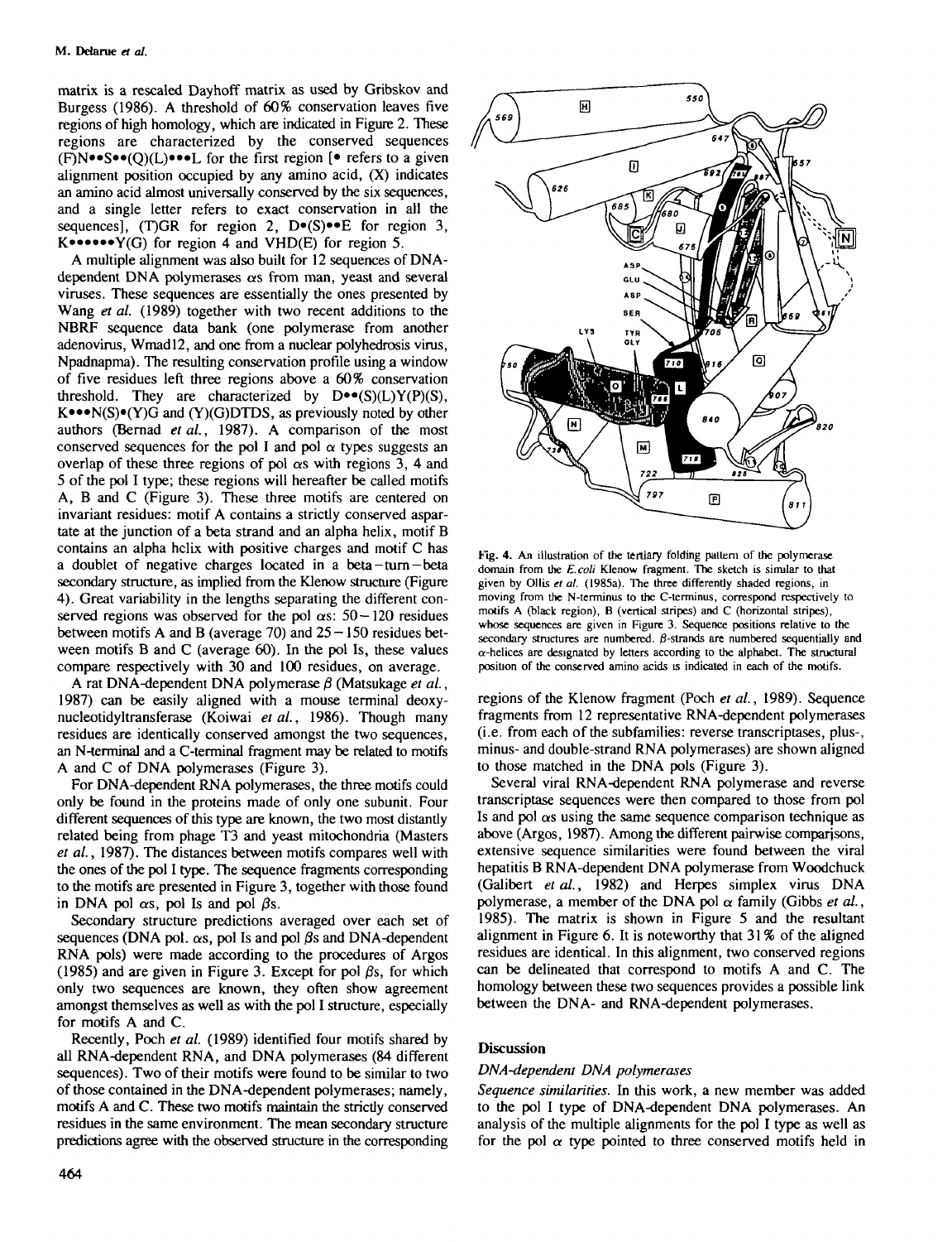matrix is a rescaled Dayhoff matrix as used by Gribskov and Burgess (1986). A threshold of 60% conservation leaves five regions of high homology, which are indicated in Figure 2. These regions are characterized by the conserved sequences (F)N••S••(Q)(L)•••L for the first region [• refers to a given alignment position occupied by any amino acid, (X) indicates an amino acid almost universally conserved by the six sequences, and a single letter refers to exact conservation in all the sequences], (T)GR for region 2, D•(S)••E for region 3, K••••••Y(G) for region 4 and VHD(E) for region 5.

A multiple alignment was also built for 12 sequences of DNA-dependent DNA polymerases αs from man, yeast and several viruses. These sequences are essentially the ones presented by Wang *et al.* (1989) together with two recent additions to the NBRF sequence data bank (one polymerase from another adenovirus, Wmad12, and one from a nuclear polyhedrosis virus, Npadnapma). The resulting conservation profile using a window of five residues left three regions above a 60% conservation threshold. They are characterized by D••(S)(L)Y(P)(S), K•••N(S)•(Y)G and (Y)(G)DTDS, as previously noted by other authors (Bernad *et al.*, 1987). A comparison of the most conserved sequences for the pol I and pol α types suggests an overlap of these three regions of pol αs with regions 3, 4 and 5 of the pol I type; these regions will hereafter be called motifs A, B and C (Figure 3). These three motifs are centered on invariant residues: motif A contains a strictly conserved aspartate at the junction of a beta strand and an alpha helix, motif B contains an alpha helix with positive charges and motif C has a doublet of negative charges located in a beta–turn–beta secondary structure, as implied from the Klenow structure (Figure 4). Great variability in the lengths separating the different conserved regions was observed for the pol αs: 50–120 residues between motifs A and B (average 70) and 25–150 residues between motifs B and C (average 60). In the pol Is, these values compare respectively with 30 and 100 residues, on average.

A rat DNA-dependent DNA polymerase β (Matsukage *et al.*, 1987) can be easily aligned with a mouse terminal deoxynucleotidyltransferase (Koiwai *et al.*, 1986). Though many residues are identically conserved amongst the two sequences, an N-terminal and a C-terminal fragment may be related to motifs A and C of DNA polymerases (Figure 3).

For DNA-dependent RNA polymerases, the three motifs could only be found in the proteins made of only one subunit. Four different sequences of this type are known, the two most distantly related being from phage T3 and yeast mitochondria (Masters *et al.*, 1987). The distances between motifs compares well with the ones of the pol I type. The sequence fragments corresponding to the motifs are presented in Figure 3, together with those found in DNA pol αs, pol Is and pol βs.

Secondary structure predictions averaged over each set of sequences (DNA pol. αs, pol Is and pol βs and DNA-dependent RNA pols) were made according to the procedures of Argos (1985) and are given in Figure 3. Except for pol βs, for which only two sequences are known, they often show agreement amongst themselves as well as with the pol I structure, especially for motifs A and C.

Recently, Poch *et al.* (1989) identified four motifs shared by all RNA-dependent RNA, and DNA polymerases (84 different sequences). Two of their motifs were found to be similar to two of those contained in the DNA-dependent polymerases; namely, motifs A and C. These two motifs maintain the strictly conserved residues in the same environment. The mean secondary structure predictions agree with the observed structure in the corresponding regions of the Klenow fragment (Poch *et al.*, 1989). Sequence fragments from 12 representative RNA-dependent polymerases (i.e. from each of the subfamilies: reverse transcriptases, plus-, minus- and double-strand RNA polymerases) are shown aligned to those matched in the DNA pols (Figure 3).

**Fig. 4.** An illustration of the tertiary folding pattern of the polymerase domain from the *E.coli* Klenow fragment. The sketch is similar to that given by Ollis *et al.* (1985a). The three differently shaded regions, in moving from the N-terminus to the C-terminus, correspond respectively to motifs A (black region), B (vertical stripes) and C (horizontal stripes), whose sequences are given in Figure 3. Sequence positions relative to the secondary structures are numbered. β-strands are numbered sequentially and α-helices are designated by letters according to the alphabet. The structural position of the conserved amino acids is indicated in each of the motifs.

Several viral RNA-dependent RNA polymerase and reverse transcriptase sequences were then compared to those from pol Is and pol αs using the same sequence comparison technique as above (Argos, 1987). Among the different pairwise comparisons, extensive sequence similarities were found between the viral hepatitis B RNA-dependent DNA polymerase from Woodchuck (Galibert *et al.*, 1982) and Herpes simplex virus DNA polymerase, a member of the DNA pol α family (Gibbs *et al.*, 1985). The matrix is shown in Figure 5 and the resultant alignment in Figure 6. It is noteworthy that 31% of the aligned residues are identical. In this alignment, two conserved regions can be delineated that correspond to motifs A and C. The homology between these two sequences provides a possible link between the DNA- and RNA-dependent polymerases.

## Discussion

### *DNA-dependent DNA polymerases*

*Sequence similarities.* In this work, a new member was added to the pol I type of DNA-dependent DNA polymerases. An analysis of the multiple alignments for the pol I type as well as for the pol α type pointed to three conserved motifs held in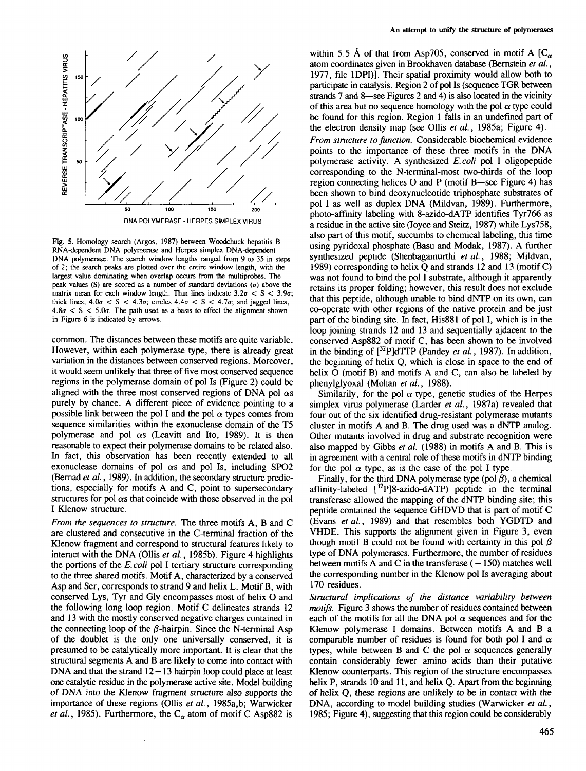Fig. 5. Homology search (Argos, 1987) between Woodchuck hepatitis B RNA-dependent DNA polymerase and Herpes simplex DNA-dependent DNA polymerase. The search window lengths ranged from 9 to 35 in steps of 2; the search peaks are plotted over the entire window length, with the largest value dominating when overlap occurs from the multiprobes. The peak values (S) are scored as a number of standard deviations ($\sigma$) above the matrix mean for each window length. Thin lines indicate $3.2\sigma < S < 3.9\sigma$; thick lines, $4.0\sigma < S < 4.3\sigma$; circles $4.4\sigma < S < 4.7\sigma$; and jagged lines, $4.8\sigma < S < 5.0\sigma$. The path used as a basis to effect the alignment shown in Figure 6 is indicated by arrows.

common. The distances between these motifs are quite variable. However, within each polymerase type, there is already great variation in the distances between conserved regions. Moreover, it would seem unlikely that three of five most conserved sequence regions in the polymerase domain of pol Is (Figure 2) could be aligned with the three most conserved regions of DNA pol $\alpha$s purely by chance. A different piece of evidence pointing to a possible link between the pol I and the pol $\alpha$ types comes from sequence similarities within the exonuclease domain of the T5 polymerase and pol $\alpha$s (Leavitt and Ito, 1989). It is then reasonable to expect their polymerase domains to be related also. In fact, this observation has been recently extended to all exonuclease domains of pol $\alpha$s and pol Is, including SPO2 (Bernad *et al.*, 1989). In addition, the secondary structure predictions, especially for motifs A and C, point to supersecondary structures for pol $\alpha$s that coincide with those observed in the pol I Klenow structure.

*From the sequences to structure.* The three motifs A, B and C are clustered and consecutive in the C-terminal fraction of the Klenow fragment and correspond to structural features likely to interact with the DNA (Ollis *et al.*, 1985b). Figure 4 highlights the portions of the *E.coli* pol I tertiary structure corresponding to the three shared motifs. Motif A, characterized by a conserved Asp and Ser, corresponds to strand 9 and helix L. Motif B, with conserved Lys, Tyr and Gly encompasses most of helix O and the following long loop region. Motif C delineates strands 12 and 13 with the mostly conserved negative charges contained in the connecting loop of the $\beta$-hairpin. Since the N-terminal Asp of the doublet is the only one universally conserved, it is presumed to be catalytically more important. It is clear that the structural segments A and B are likely to come into contact with DNA and that the strand 12–13 hairpin loop could place at least one catalytic residue in the polymerase active site. Model building of DNA into the Klenow fragment structure also supports the importance of these regions (Ollis *et al.*, 1985a,b; Warwicker *et al.*, 1985). Furthermore, the $C_\alpha$ atom of motif C Asp882 is within 5.5 Å of that from Asp705, conserved in motif A [$C_\alpha$ atom coordinates given in Brookhaven database (Bernstein *et al.*, 1977, file 1DPI)]. Their spatial proximity would allow both to participate in catalysis. Region 2 of pol Is (sequence TGR between strands 7 and 8—see Figures 2 and 4) is also located in the vicinity of this area but no sequence homology with the pol $\alpha$ type could be found for this region. Region 1 falls in an undefined part of the electron density map (see Ollis *et al.*, 1985a; Figure 4).

*From structure to function.* Considerable biochemical evidence points to the importance of these three motifs in the DNA polymerase activity. A synthesized *E.coli* pol I oligopeptide corresponding to the N-terminal-most two-thirds of the loop region connecting helices O and P (motif B—see Figure 4) has been shown to bind deoxynucleotide triphosphate substrates of pol I as well as duplex DNA (Mildvan, 1989). Furthermore, photo-affinity labeling with 8-azido-dATP identifies Tyr766 as a residue in the active site (Joyce and Steitz, 1987) while Lys758, also part of this motif, succumbs to chemical labeling, this time using pyridoxal phosphate (Basu and Modak, 1987). A further synthesized peptide (Shenbagamurthi *et al.*, 1988; Mildvan, 1989) corresponding to helix Q and strands 12 and 13 (motif C) was not found to bind the pol I substrate, although it apparently retains its proper folding; however, this result does not exclude that this peptide, although unable to bind dNTP on its own, can co-operate with other regions of the native protein and be just part of the binding site. In fact, His881 of pol I, which is in the loop joining strands 12 and 13 and sequentially ajdacent to the conserved Asp882 of motif C, has been shown to be involved in the binding of [$^{32}$P]dTTP (Pandey *et al.*, 1987). In addition, the beginning of helix Q, which is close in space to the end of helix O (motif B) and motifs A and C, can also be labeled by phenylglyoxal (Mohan *et al.*, 1988).

Similarily, for the pol $\alpha$ type, genetic studies of the Herpes simplex virus polymerase (Larder *et al.*, 1987a) revealed that four out of the six identified drug-resistant polymerase mutants cluster in motifs A and B. The drug used was a dNTP analog. Other mutants involved in drug and substrate recognition were also mapped by Gibbs *et al.* (1988) in motifs A and B. This is in agreement with a central role of these motifs in dNTP binding for the pol $\alpha$ type, as is the case of the pol I type.

Finally, for the third DNA polymerase type (pol $\beta$), a chemical affinity-labeled [$^{32}$P]8-azido-dATP) peptide in the terminal transferase allowed the mapping of the dNTP binding site; this peptide contained the sequence GHDVD that is part of motif C (Evans *et al.*, 1989) and that resembles both YGDTD and VHDE. This supports the alignment given in Figure 3, even though motif B could not be found with certainty in this pol $\beta$ type of DNA polymerases. Furthermore, the number of residues between motifs A and C in the transferase (~150) matches well the corresponding number in the Klenow pol Is averaging about 170 residues.

*Structural implications of the distance variability between motifs.* Figure 3 shows the number of residues contained between each of the motifs for all the DNA pol $\alpha$ sequences and for the Klenow polymerase I domains. Between motifs A and B a comparable number of residues is found for both pol I and $\alpha$ types, while between B and C the pol $\alpha$ sequences generally contain considerably fewer amino acids than their putative Klenow counterparts. This region of the structure encompasses helix P, strands 10 and 11, and helix Q. Apart from the beginning of helix Q, these regions are unlikely to be in contact with the DNA, according to model building studies (Warwicker *et al.*, 1985; Figure 4), suggesting that this region could be considerably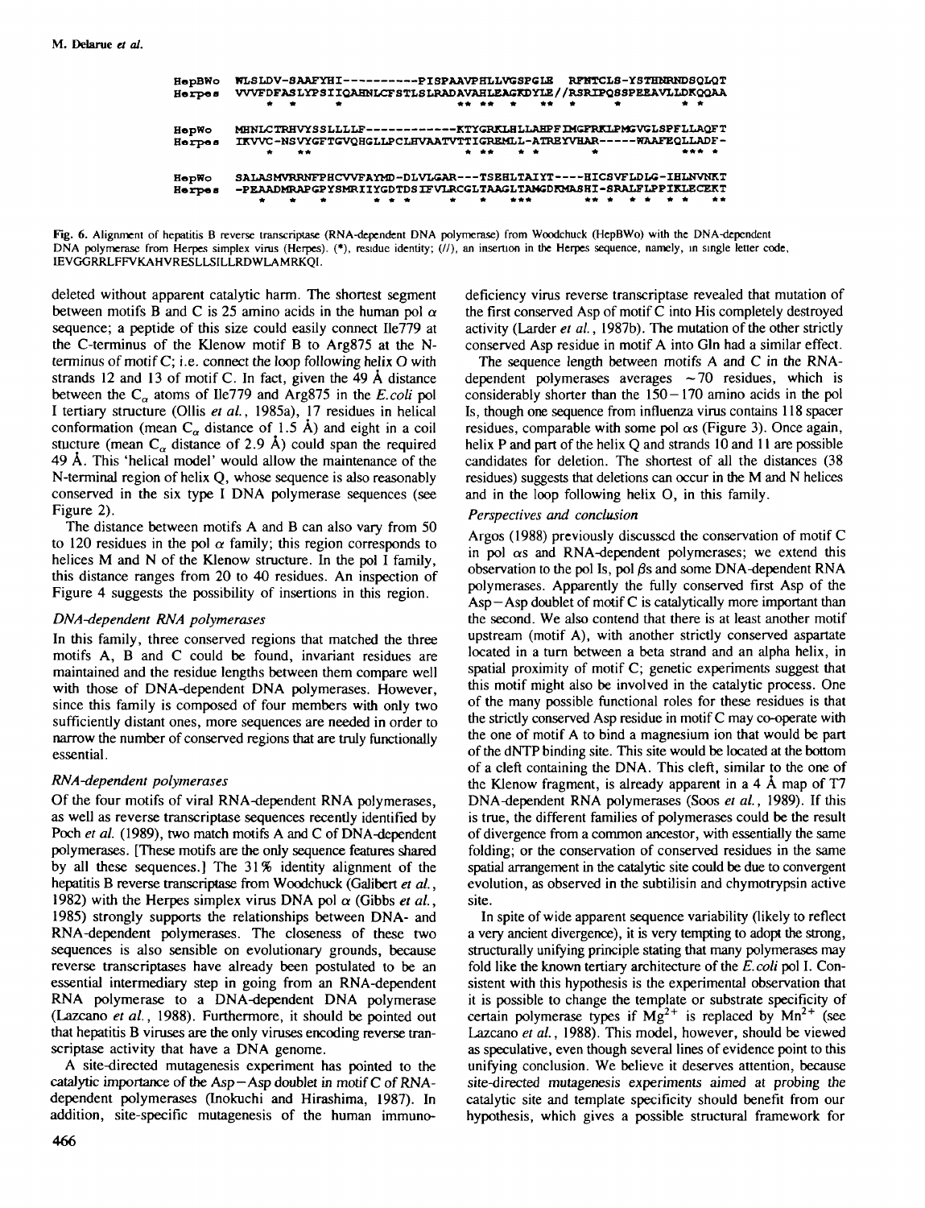```
HepBWo  WLSLDV-SAAFYHI----------PISPAAVPHLLVGSPGLE  RFNTCLS-YSTHNRNDSQLQT
Herpes  VVVFDFASLYPSIIQAHNLCFSTLSLRADAVAHLEAGKDYLE//RSRIPQSSPEEAVLLDKQQAA
          *  *      *                  ** **  *    **  *      *       * *

HepWo   MHNLCTRHVYSSLLLLF-----------KTYGRKLHLLAHPFIMGFRKLPMGVGLSPFLLAQFT
Herpes  IKVVC-NSVYGFTGVQHGLLPCLHVAATVTTIGREMLL-ATREYVHAR-----WAAFEQLLADF-
              *    **                    * **   * *       *             *** *

HepWo   SALASMVRRNFPHCVVFAYMD-DLVLGAR---TSEHLTAIYT----HICSVFLDLG-IHLNVNKT
Herpes  -PEAADMRAPGPYSMRIIYGDTDSIFVLRCGLTAAGLTAMGDKMASHI-SRALFLPPIKLECEKT
           *    *    *          * * *    *    *   ***            ** *  * *  *     **
```

Fig. 6. Alignment of hepatitis B reverse transcriptase (RNA-dependent DNA polymerase) from Woodchuck (HepBWo) with the DNA-dependent DNA polymerase from Herpes simplex virus (Herpes). (*), residue identity; (//), an insertion in the Herpes sequence, namely, in single letter code, IEVGGRRLFFVKAHVRESLLSILLRDWLAMRKQI.

deleted without apparent catalytic harm. The shortest segment between motifs B and C is 25 amino acids in the human pol $\alpha$ sequence; a peptide of this size could easily connect Ile779 at the C-terminus of the Klenow motif B to Arg875 at the N-terminus of motif C; i.e. connect the loop following helix O with strands 12 and 13 of motif C. In fact, given the 49 Å distance between the $C_\alpha$ atoms of Ile779 and Arg875 in the *E.coli* pol I tertiary structure (Ollis *et al.*, 1985a), 17 residues in helical conformation (mean $C_\alpha$ distance of 1.5 Å) and eight in a coil stucture (mean $C_\alpha$ distance of 2.9 Å) could span the required 49 Å. This 'helical model' would allow the maintenance of the N-terminal region of helix Q, whose sequence is also reasonably conserved in the six type I DNA polymerase sequences (see Figure 2).

The distance between motifs A and B can also vary from 50 to 120 residues in the pol $\alpha$ family; this region corresponds to helices M and N of the Klenow structure. In the pol I family, this distance ranges from 20 to 40 residues. An inspection of Figure 4 suggests the possibility of insertions in this region.

### *DNA-dependent RNA polymerases*

In this family, three conserved regions that matched the three motifs A, B and C could be found, invariant residues are maintained and the residue lengths between them compare well with those of DNA-dependent DNA polymerases. However, since this family is composed of four members with only two sufficiently distant ones, more sequences are needed in order to narrow the number of conserved regions that are truly functionally essential.

### *RNA-dependent polymerases*

Of the four motifs of viral RNA-dependent RNA polymerases, as well as reverse transcriptase sequences recently identified by Poch *et al.* (1989), two match motifs A and C of DNA-dependent polymerases. [These motifs are the only sequence features shared by all these sequences.] The 31% identity alignment of the hepatitis B reverse transcriptase from Woodchuck (Galibert *et al.*, 1982) with the Herpes simplex virus DNA pol $\alpha$ (Gibbs *et al.*, 1985) strongly supports the relationships between DNA- and RNA-dependent polymerases. The closeness of these two sequences is also sensible on evolutionary grounds, because reverse transcriptases have already been postulated to be an essential intermediary step in going from an RNA-dependent RNA polymerase to a DNA-dependent DNA polymerase (Lazcano *et al.*, 1988). Furthermore, it should be pointed out that hepatitis B viruses are the only viruses encoding reverse transcriptase activity that have a DNA genome.

A site-directed mutagenesis experiment has pointed to the catalytic importance of the Asp–Asp doublet in motif C of RNA-dependent polymerases (Inokuchi and Hirashima, 1987). In addition, site-specific mutagenesis of the human immunodeficiency virus reverse transcriptase revealed that mutation of the first conserved Asp of motif C into His completely destroyed activity (Larder *et al.*, 1987b). The mutation of the other strictly conserved Asp residue in motif A into Gln had a similar effect.

The sequence length between motifs A and C in the RNA-dependent polymerases averages ~70 residues, which is considerably shorter than the 150–170 amino acids in the pol Is, though one sequence from influenza virus contains 118 spacer residues, comparable with some pol $\alpha$s (Figure 3). Once again, helix P and part of the helix Q and strands 10 and 11 are possible candidates for deletion. The shortest of all the distances (38 residues) suggests that deletions can occur in the M and N helices and in the loop following helix O, in this family.

### *Perspectives and conclusion*

Argos (1988) previously discussed the conservation of motif C in pol $\alpha$s and RNA-dependent polymerases; we extend this observation to the pol Is, pol $\beta$s and some DNA-dependent RNA polymerases. Apparently the fully conserved first Asp of the Asp–Asp doublet of motif C is catalytically more important than the second. We also contend that there is at least another motif upstream (motif A), with another strictly conserved aspartate located in a turn between a beta strand and an alpha helix, in spatial proximity of motif C; genetic experiments suggest that this motif might also be involved in the catalytic process. One of the many possible functional roles for these residues is that the strictly conserved Asp residue in motif C may co-operate with the one of motif A to bind a magnesium ion that would be part of the dNTP binding site. This site would be located at the bottom of a cleft containing the DNA. This cleft, similar to the one of the Klenow fragment, is already apparent in a 4 Å map of T7 DNA-dependent RNA polymerases (Soos *et al.*, 1989). If this is true, the different families of polymerases could be the result of divergence from a common ancestor, with essentially the same folding; or the conservation of conserved residues in the same spatial arrangement in the catalytic site could be due to convergent evolution, as observed in the subtilisin and chymotrypsin active site.

In spite of wide apparent sequence variability (likely to reflect a very ancient divergence), it is very tempting to adopt the strong, structurally unifying principle stating that many polymerases may fold like the known tertiary architecture of the *E.coli* pol I. Consistent with this hypothesis is the experimental observation that it is possible to change the template or substrate specificity of certain polymerase types if $Mg^{2+}$ is replaced by $Mn^{2+}$ (see Lazcano *et al.*, 1988). This model, however, should be viewed as speculative, even though several lines of evidence point to this unifying conclusion. We believe it deserves attention, because site-directed mutagenesis experiments aimed at probing the catalytic site and template specificity should benefit from our hypothesis, which gives a possible structural framework for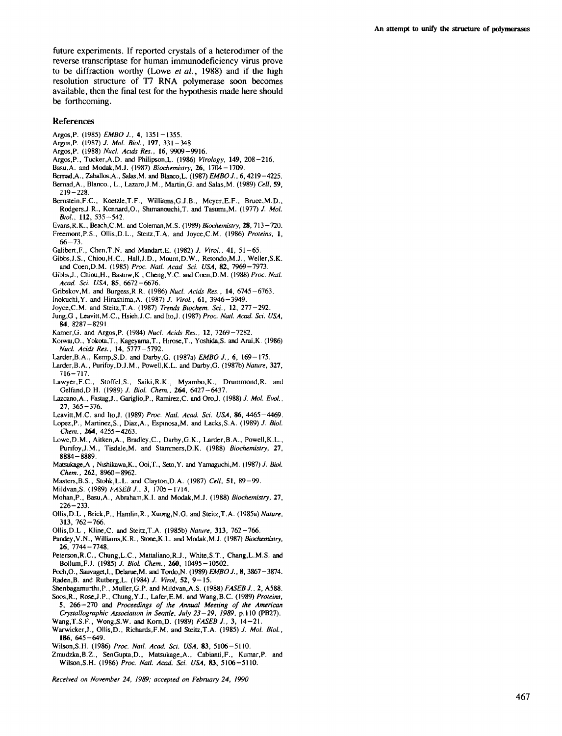future experiments. If reported crystals of a heterodimer of the reverse transcriptase for human immunodeficiency virus prove to be diffraction worthy (Lowe *et al.*, 1988) and if the high resolution structure of T7 RNA polymerase soon becomes available, then the final test for the hypothesis made here should be forthcoming.

## References

Argos,P. (1985) *EMBO J.*, **4**, 1351–1355.

Argos,P. (1987) *J. Mol. Biol.*, **197**, 331–348.

Argos,P. (1988) *Nucl. Acids Res.*, **16**, 9909–9916.

Argos,P., Tucker,A.D. and Philipson,L. (1986) *Virology*, **149**, 208–216.

Basu,A. and Modak,M.J. (1987) *Biochemistry*, **26**, 1704–1709.

Bernad,A., Zaballos,A., Salas,M. and Blanco,L. (1987) *EMBO J.*, **6**, 4219–4225.

Bernad,A., Blanco., L., Lazaro,J.M., Martin,G. and Salas,M. (1989) *Cell*, **59**, 219–228.

Bernstein,F.C., Koetzle,T.F., Williams,G.J.B., Meyer,E.F., Bruce,M.D., Rodgers,J.R., Kennard,O., Shimanouchi,T. and Tasumi,M. (1977) *J. Mol. Biol.*, **112**, 535–542.

Evans,R.K., Beach,C.M. and Coleman,M.S. (1989) *Biochemistry*, **28**, 713–720.

Freemont,P.S., Ollis,D.L., Steitz,T.A. and Joyce,C.M. (1986) *Proteins*, **1**, 66–73.

Galibert,F., Chen,T.N. and Mandart,E. (1982) *J. Virol.*, **41**, 51–65.

Gibbs,J.S., Chiou,H.C., Hall,J.D., Mount,D.W., Retondo,M.J., Weller,S.K. and Coen,D.M. (1985) *Proc. Natl. Acad Sci. USA*, **82**, 7969–7973.

Gibbs,J., Chiou,H., Bastow,K , Cheng,Y.C. and Coen,D.M. (1988) *Proc. Natl. Acad. Sci. USA*, **85**, 6672–6676.

Gribskov,M. and Burgess,R.R. (1986) *Nucl. Acids Res.*, **14**, 6745–6763.

Inokuchi,Y. and Hirashima,A. (1987) *J. Virol.*, **61**, 3946–3949.

Joyce,C.M. and Steitz,T.A. (1987) *Trends Biochem. Sci.*, **12**, 277–292.

Jung,G , Leavitt,M.C., Hsieh,J.C. and Ito,J. (1987) *Proc. Natl. Acad. Sci. USA*, **84**, 8287–8291.

Kamer,G. and Argos,P. (1984) *Nucl. Acids Res.*, **12**, 7269–7282.

Koiwai,O., Yokota,T., Kageyama,T., Hirose,T., Yoshida,S. and Arai,K. (1986) *Nucl. Acids Res.*, **14**, 5777–5792.

Larder,B.A., Kemp,S.D. and Darby,G. (1987a) *EMBO J.*, **6**, 169–175.

Larder,B.A., Purifoy,D.J.M., Powell,K.L. and Darby,G. (1987b) *Nature*, **327**, 716–717.

Lawyer,F.C., Stoffel,S., Saiki,R.K., Myambo,K., Drummond,R. and Gelfand,D.H. (1989) *J. Biol. Chem.*, **264**, 6427–6437.

Lazcano,A., Fastag,J., Gariglio,P., Ramirez,C. and Oro,J. (1988) *J. Mol. Evol.*, **27**, 365–376.

Leavitt,M.C. and Ito,J. (1989) *Proc. Natl. Acad. Sci. USA*, **86**, 4465–4469.

Lopez,P., Martinez,S., Diaz,A., Espinosa,M. and Lacks,S.A. (1989) *J. Biol. Chem.*, **264**, 4255–4263.

Lowe,D.M., Aitken,A., Bradley,C., Darby,G.K., Larder,B.A., Powell,K.L., Purifoy,J.M., Tisdale,M. and Stammers,D.K. (1988) *Biochemistry*, **27**, 8884–8889.

Matsukage,A , Nishikawa,K., Ooi,T., Seto,Y. and Yamaguchi,M. (1987) *J. Biol. Chem.*, **262**, 8960–8962.

Masters,B.S., Stohk,L.L. and Clayton,D.A. (1987) *Cell*, **51**, 89–99.

Mildvan,S. (1989) *FASEB J.*, **3**, 1705–1714.

Mohan,P., Basu,A., Abraham,K.I. and Modak,M.J. (1988) *Biochemistry*, **27**, 226–233.

Ollis,D.L , Brick,P., Hamlin,R., Xuong,N.G. and Steitz,T.A. (1985a) *Nature*, **313**, 762–766.

Ollis,D.L , Kline,C. and Steitz,T.A. (1985b) *Nature*, **313**, 762–766.

Pandey,V.N., Williams,K.R., Stone,K.L. and Modak,M.J. (1987) *Biochemistry*, **26**, 7744–7748.

Peterson,R.C., Chung,L.C., Mattaliano,R.J., White,S.T., Chang,L.M.S. and Bollum,F.J. (1985) *J. Biol. Chem.*, **260**, 10495–10502.

Poch,O., Sauvaget,I., Delarue,M. and Tordo,N. (1989) *EMBO J.*, **8**, 3867–3874.

Raden,B. and Rutberg,L. (1984) *J. Virol*, **52**, 9–15.

Shenbagamurthi,P., Muller,G.P. and Mildvan,A.S. (1988) *FASEB J.*, **2**, A588.

Soos,R., Rose,J.P., Chung,Y.J., Lafer,E.M. and Wang,B.C. (1989) *Proteins*, **5**, 266–270 and *Proceedings of the Annual Meeting of the American Crystallographic Association in Seattle, July 23–29, 1989*, p.110 (PB27).

Wang,T.S.F., Wong,S.W. and Korn,D. (1989) *FASEB J.*, **3**, 14–21.

Warwicker,J., Ollis,D., Richards,F.M. and Steitz,T.A. (1985) *J. Mol. Biol.*, **186**, 645–649.

Wilson,S.H. (1986) *Proc. Natl. Acad. Sci. USA*, **83**, 5106–5110.

Zmudzka,B.Z., SenGupta,D., Matsukage,A., Cabianti,F., Kumar,P. and Wilson,S.H. (1986) *Proc. Natl. Acad. Sci. USA*, **83**, 5106–5110.

*Received on November 24, 1989; accepted on February 24, 1990*